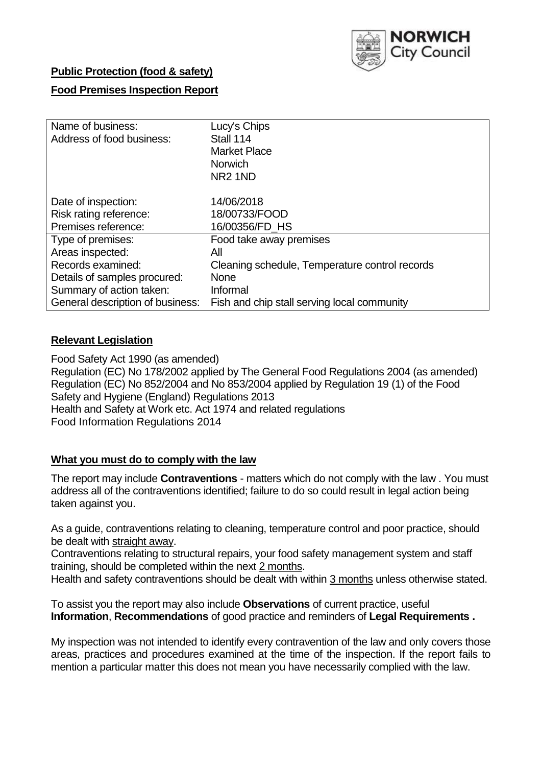**Public Protection (food & safety)**

**Food Premises Inspection Report**

| Name of business: | Lucy's Chips |
|---|---|
| Address of food business: | Stall 114<br>Market Place<br>Norwich<br>NR2 1ND |
| Date of inspection: | 14/06/2018 |
| Risk rating reference: | 18/00733/FOOD |
| Premises reference: | 16/00356/FD_HS |
| Type of premises: | Food take away premises |
| Areas inspected: | All |
| Records examined: | Cleaning schedule, Temperature control records |
| Details of samples procured: | None |
| Summary of action taken: | Informal |
| General description of business: | Fish and chip stall serving local community |

**Relevant Legislation**

Food Safety Act 1990 (as amended)
Regulation (EC) No 178/2002 applied by The General Food Regulations 2004 (as amended)
Regulation (EC) No 852/2004 and No 853/2004 applied by Regulation 19 (1) of the Food Safety and Hygiene (England) Regulations 2013
Health and Safety at Work etc. Act 1974 and related regulations
Food Information Regulations 2014

**What you must do to comply with the law**

The report may include **Contraventions** - matters which do not comply with the law . You must address all of the contraventions identified; failure to do so could result in legal action being taken against you.

As a guide, contraventions relating to cleaning, temperature control and poor practice, should be dealt with straight away.
Contraventions relating to structural repairs, your food safety management system and staff training, should be completed within the next 2 months.
Health and safety contraventions should be dealt with within 3 months unless otherwise stated.

To assist you the report may also include **Observations** of current practice, useful **Information**, **Recommendations** of good practice and reminders of **Legal Requirements .**

My inspection was not intended to identify every contravention of the law and only covers those areas, practices and procedures examined at the time of the inspection. If the report fails to mention a particular matter this does not mean you have necessarily complied with the law.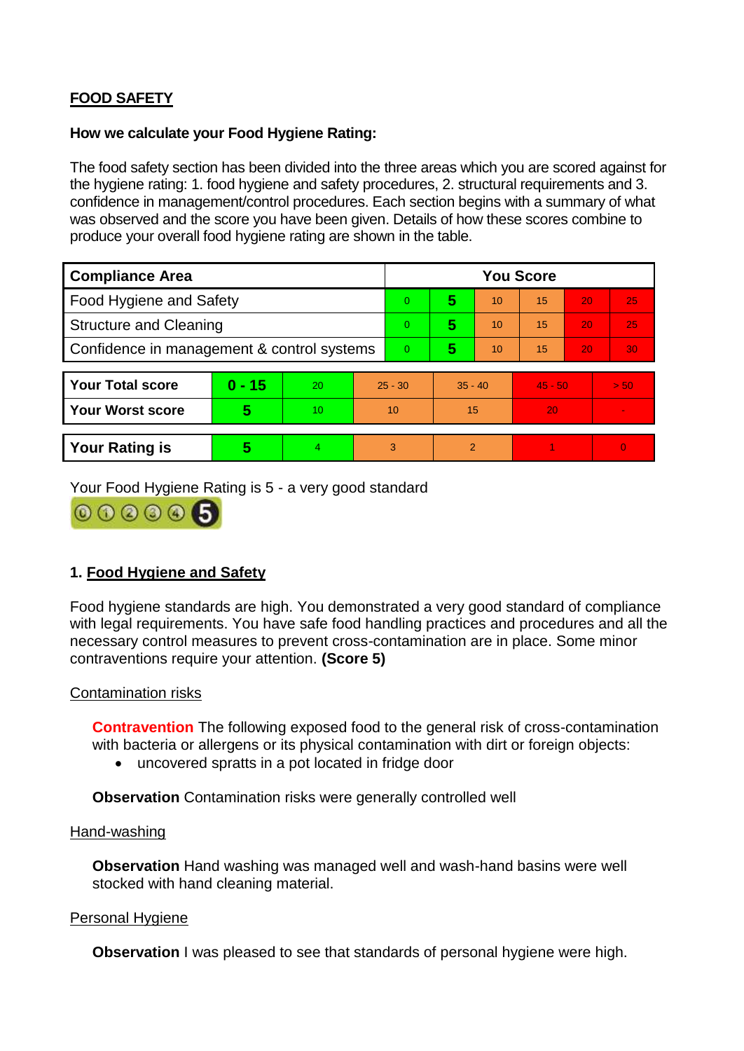## FOOD SAFETY

**How we calculate your Food Hygiene Rating:**

The food safety section has been divided into the three areas which you are scored against for the hygiene rating: 1. food hygiene and safety procedures, 2. structural requirements and 3. confidence in management/control procedures. Each section begins with a summary of what was observed and the score you have been given. Details of how these scores combine to produce your overall food hygiene rating are shown in the table.

| Compliance Area | You Score | | | | | |
|---|---|---|---|---|---|---|
| Food Hygiene and Safety | 0 | **5** | 10 | 15 | 20 | 25 |
| Structure and Cleaning | 0 | **5** | 10 | 15 | 20 | 25 |
| Confidence in management & control systems | 0 | **5** | 10 | 15 | 20 | 30 |

| | | | | | | |
|---|---|---|---|---|---|---|
| **Your Total score** | **0 - 15** | 20 | 25 - 30 | 35 - 40 | 45 - 50 | > 50 |
| **Your Worst score** | **5** | 10 | 10 | 15 | 20 | - |

| | | | | | | |
|---|---|---|---|---|---|---|
| **Your Rating is** | **5** | 4 | 3 | 2 | 1 | 0 |

Your Food Hygiene Rating is 5 - a very good standard

### 1. Food Hygiene and Safety

Food hygiene standards are high. You demonstrated a very good standard of compliance with legal requirements. You have safe food handling practices and procedures and all the necessary control measures to prevent cross-contamination are in place. Some minor contraventions require your attention. **(Score 5)**

Contamination risks

**Contravention** The following exposed food to the general risk of cross-contamination with bacteria or allergens or its physical contamination with dirt or foreign objects:

- uncovered spratts in a pot located in fridge door

**Observation** Contamination risks were generally controlled well

Hand-washing

**Observation** Hand washing was managed well and wash-hand basins were well stocked with hand cleaning material.

Personal Hygiene

**Observation** I was pleased to see that standards of personal hygiene were high.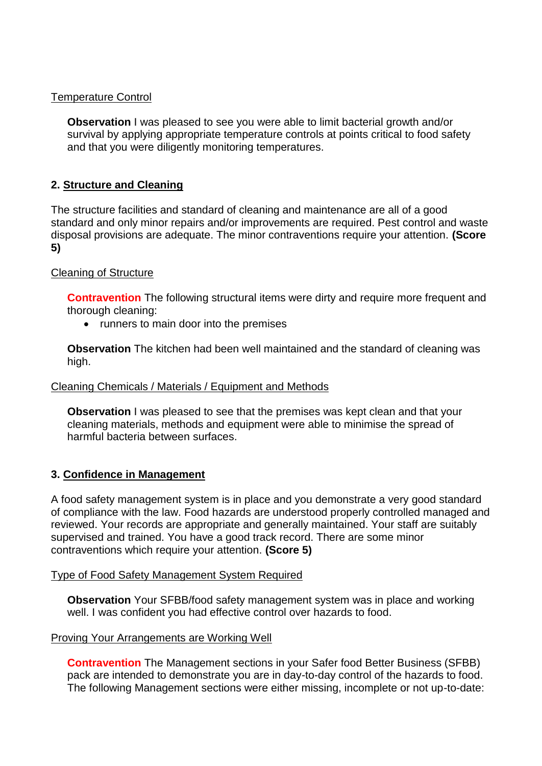Temperature Control

**Observation** I was pleased to see you were able to limit bacterial growth and/or survival by applying appropriate temperature controls at points critical to food safety and that you were diligently monitoring temperatures.

## 2. Structure and Cleaning

The structure facilities and standard of cleaning and maintenance are all of a good standard and only minor repairs and/or improvements are required. Pest control and waste disposal provisions are adequate. The minor contraventions require your attention. **(Score 5)**

Cleaning of Structure

**Contravention** The following structural items were dirty and require more frequent and thorough cleaning:

- runners to main door into the premises

**Observation** The kitchen had been well maintained and the standard of cleaning was high.

Cleaning Chemicals / Materials / Equipment and Methods

**Observation** I was pleased to see that the premises was kept clean and that your cleaning materials, methods and equipment were able to minimise the spread of harmful bacteria between surfaces.

## 3. Confidence in Management

A food safety management system is in place and you demonstrate a very good standard of compliance with the law. Food hazards are understood properly controlled managed and reviewed. Your records are appropriate and generally maintained. Your staff are suitably supervised and trained. You have a good track record. There are some minor contraventions which require your attention. **(Score 5)**

Type of Food Safety Management System Required

**Observation** Your SFBB/food safety management system was in place and working well. I was confident you had effective control over hazards to food.

Proving Your Arrangements are Working Well

**Contravention** The Management sections in your Safer food Better Business (SFBB) pack are intended to demonstrate you are in day-to-day control of the hazards to food. The following Management sections were either missing, incomplete or not up-to-date: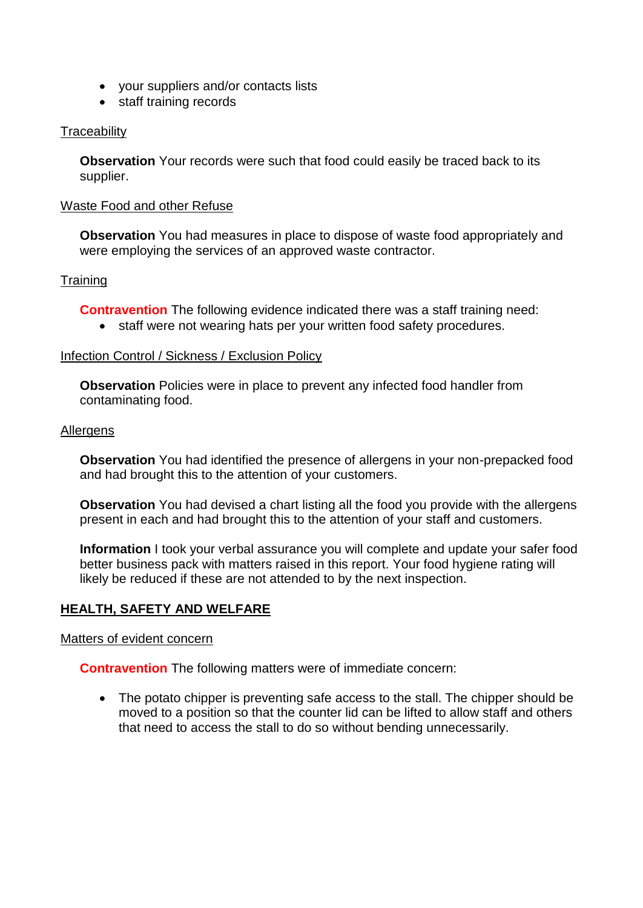- your suppliers and/or contacts lists
- staff training records

Traceability

**Observation** Your records were such that food could easily be traced back to its supplier.

Waste Food and other Refuse

**Observation** You had measures in place to dispose of waste food appropriately and were employing the services of an approved waste contractor.

Training

**Contravention** The following evidence indicated there was a staff training need:

- staff were not wearing hats per your written food safety procedures.

Infection Control / Sickness / Exclusion Policy

**Observation** Policies were in place to prevent any infected food handler from contaminating food.

Allergens

**Observation** You had identified the presence of allergens in your non-prepacked food and had brought this to the attention of your customers.

**Observation** You had devised a chart listing all the food you provide with the allergens present in each and had brought this to the attention of your staff and customers.

**Information** I took your verbal assurance you will complete and update your safer food better business pack with matters raised in this report. Your food hygiene rating will likely be reduced if these are not attended to by the next inspection.

## HEALTH, SAFETY AND WELFARE

Matters of evident concern

**Contravention** The following matters were of immediate concern:

- The potato chipper is preventing safe access to the stall. The chipper should be moved to a position so that the counter lid can be lifted to allow staff and others that need to access the stall to do so without bending unnecessarily.